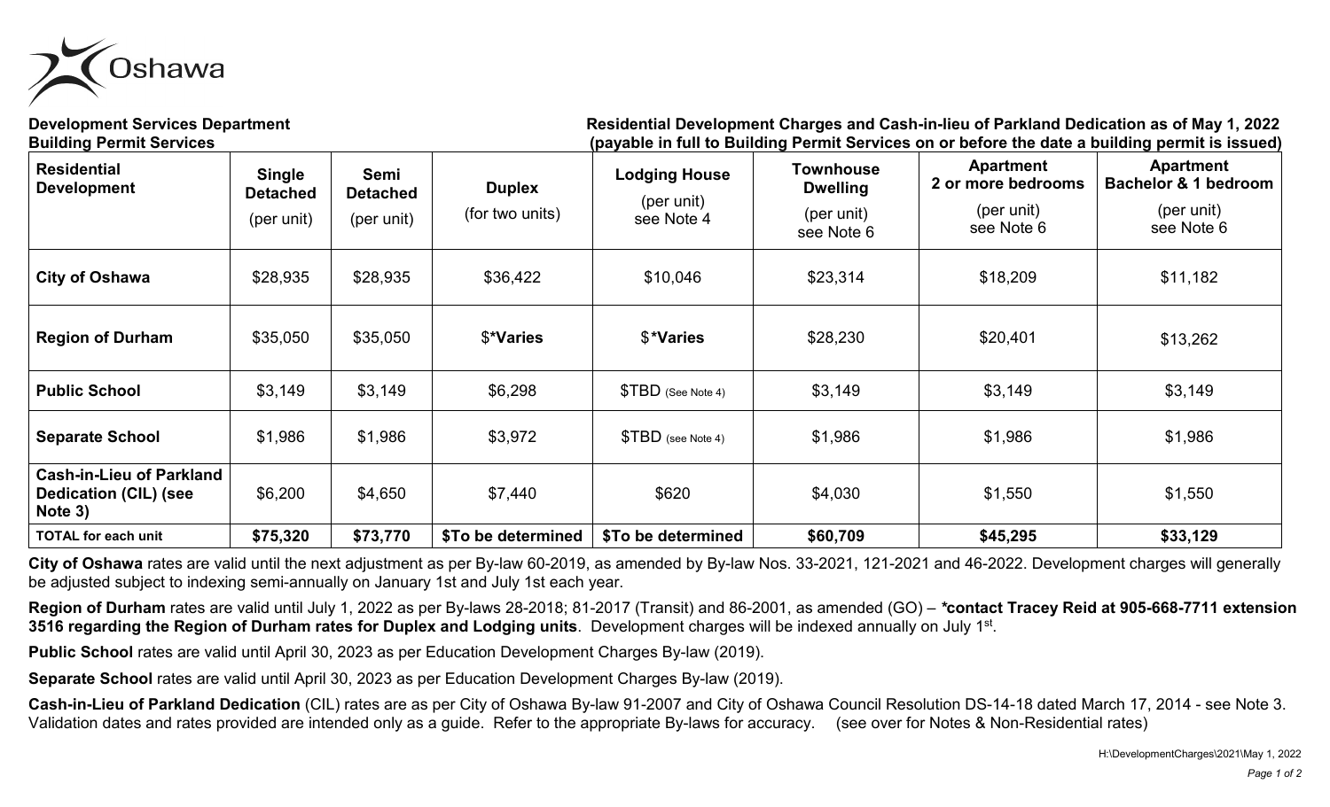Oshawa

**Development Services Department**
**Building Permit Services**

**Residential Development Charges and Cash-in-lieu of Parkland Dedication as of May 1, 2022**
**(payable in full to Building Permit Services on or before the date a building permit is issued)**

| **Residential Development** | **Single Detached** (per unit) | **Semi Detached** (per unit) | **Duplex** (for two units) | **Lodging House** (per unit) see Note 4 | **Townhouse Dwelling** (per unit) see Note 6 | **Apartment 2 or more bedrooms** (per unit) see Note 6 | **Apartment Bachelor & 1 bedroom** (per unit) see Note 6 |
|---|---|---|---|---|---|---|---|
| **City of Oshawa** | $28,935 | $28,935 | $36,422 | $10,046 | $23,314 | $18,209 | $11,182 |
| **Region of Durham** | $35,050 | $35,050 | $***Varies** | $***Varies** | $28,230 | $20,401 | $13,262 |
| **Public School** | $3,149 | $3,149 | $6,298 | $TBD (See Note 4) | $3,149 | $3,149 | $3,149 |
| **Separate School** | $1,986 | $1,986 | $3,972 | $TBD (see Note 4) | $1,986 | $1,986 | $1,986 |
| **Cash-in-Lieu of Parkland Dedication (CIL) (see Note 3)** | $6,200 | $4,650 | $7,440 | $620 | $4,030 | $1,550 | $1,550 |
| **TOTAL for each unit** | **$75,320** | **$73,770** | **$To be determined** | **$To be determined** | **$60,709** | **$45,295** | **$33,129** |

**City of Oshawa** rates are valid until the next adjustment as per By-law 60-2019, as amended by By-law Nos. 33-2021, 121-2021 and 46-2022. Development charges will generally be adjusted subject to indexing semi-annually on January 1st and July 1st each year.

**Region of Durham** rates are valid until July 1, 2022 as per By-laws 28-2018; 81-2017 (Transit) and 86-2001, as amended (GO) – ***contact Tracey Reid at 905-668-7711 extension 3516 regarding the Region of Durham rates for Duplex and Lodging units**. Development charges will be indexed annually on July 1st.

**Public School** rates are valid until April 30, 2023 as per Education Development Charges By-law (2019).

**Separate School** rates are valid until April 30, 2023 as per Education Development Charges By-law (2019).

**Cash-in-Lieu of Parkland Dedication** (CIL) rates are as per City of Oshawa By-law 91-2007 and City of Oshawa Council Resolution DS-14-18 dated March 17, 2014 - see Note 3. Validation dates and rates provided are intended only as a guide. Refer to the appropriate By-laws for accuracy. (see over for Notes & Non-Residential rates)

H:\DevelopmentCharges\2021\May 1, 2022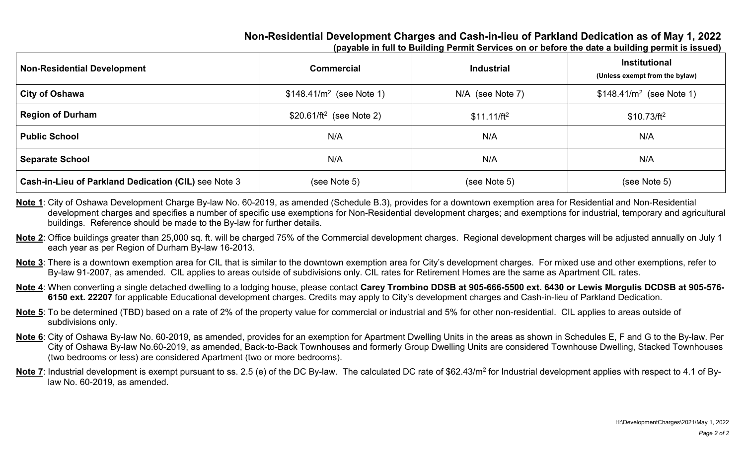## Non-Residential Development Charges and Cash-in-lieu of Parkland Dedication as of May 1, 2022

**(payable in full to Building Permit Services on or before the date a building permit is issued)**

| Non-Residential Development | Commercial | Industrial | Institutional (Unless exempt from the bylaw) |
|---|---|---|---|
| **City of Oshawa** | $148.41/m^2$ (see Note 1) | N/A (see Note 7) | $148.41/m^2$ (see Note 1) |
| **Region of Durham** | $20.61/ft^2$ (see Note 2) | $11.11/ft^2$ | $10.73/ft^2$ |
| **Public School** | N/A | N/A | N/A |
| **Separate School** | N/A | N/A | N/A |
| **Cash-in-Lieu of Parkland Dedication (CIL)** see Note 3 | (see Note 5) | (see Note 5) | (see Note 5) |

**Note 1**: City of Oshawa Development Charge By-law No. 60-2019, as amended (Schedule B.3), provides for a downtown exemption area for Residential and Non-Residential development charges and specifies a number of specific use exemptions for Non-Residential development charges; and exemptions for industrial, temporary and agricultural buildings. Reference should be made to the By-law for further details.

**Note 2**: Office buildings greater than 25,000 sq. ft. will be charged 75% of the Commercial development charges. Regional development charges will be adjusted annually on July 1 each year as per Region of Durham By-law 16-2013.

**Note 3**: There is a downtown exemption area for CIL that is similar to the downtown exemption area for City's development charges. For mixed use and other exemptions, refer to By-law 91-2007, as amended. CIL applies to areas outside of subdivisions only. CIL rates for Retirement Homes are the same as Apartment CIL rates.

**Note 4**: When converting a single detached dwelling to a lodging house, please contact **Carey Trombino DDSB at 905-666-5500 ext. 6430 or Lewis Morgulis DCDSB at 905-576-6150 ext. 22207** for applicable Educational development charges. Credits may apply to City's development charges and Cash-in-lieu of Parkland Dedication.

**Note 5**: To be determined (TBD) based on a rate of 2% of the property value for commercial or industrial and 5% for other non-residential. CIL applies to areas outside of subdivisions only.

**Note 6**: City of Oshawa By-law No. 60-2019, as amended, provides for an exemption for Apartment Dwelling Units in the areas as shown in Schedules E, F and G to the By-law. Per City of Oshawa By-law No.60-2019, as amended, Back-to-Back Townhouses and formerly Group Dwelling Units are considered Townhouse Dwelling, Stacked Townhouses (two bedrooms or less) are considered Apartment (two or more bedrooms).

**Note 7**: Industrial development is exempt pursuant to ss. 2.5 (e) of the DC By-law. The calculated DC rate of $62.43/m^2$ for Industrial development applies with respect to 4.1 of By-law No. 60-2019, as amended.

H:\DevelopmentCharges\2021\May 1, 2022